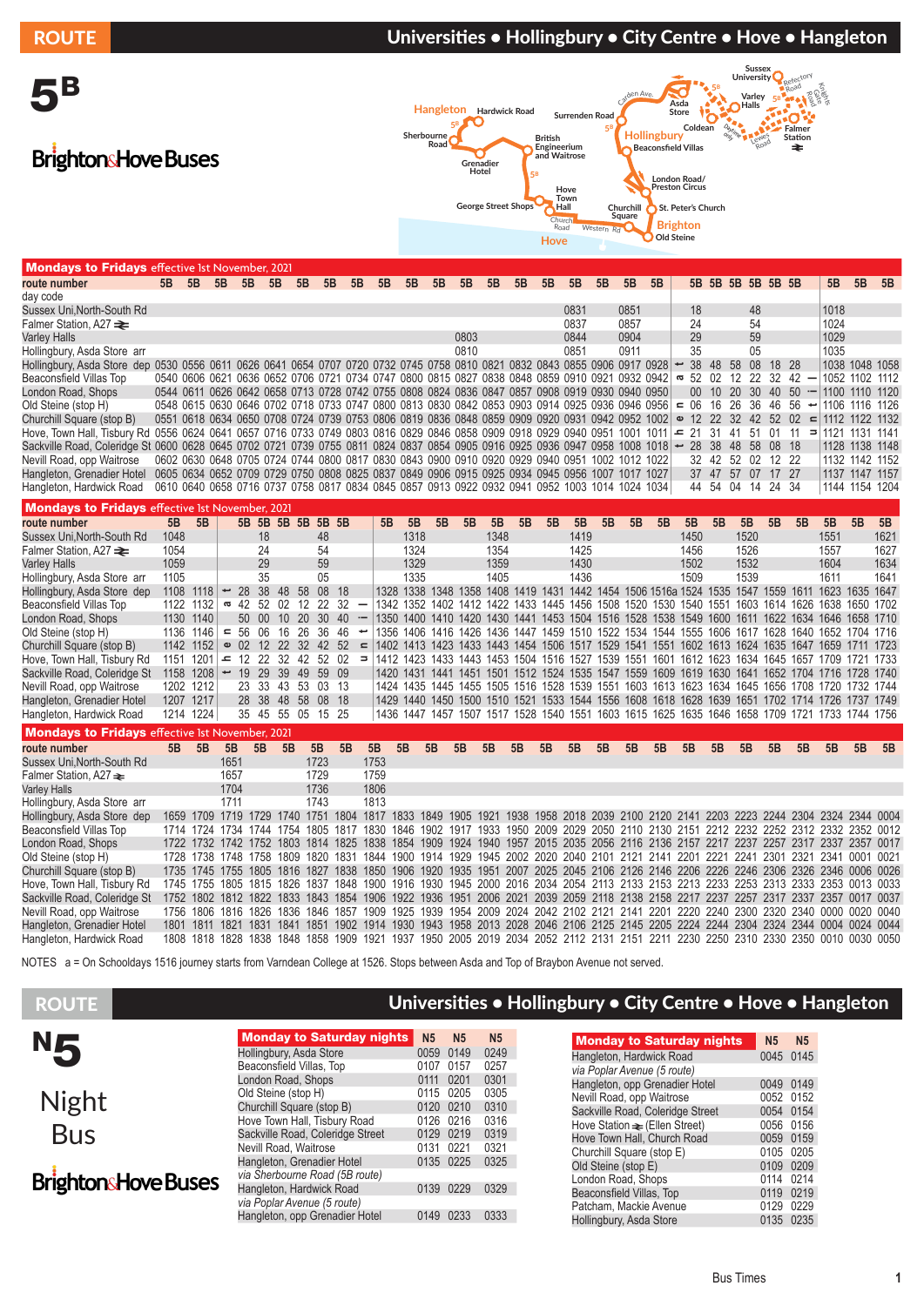# ROUTE 5B

## Universities • Hollingbury • City Centre • Hove • Hangleton

Brighton & Hove Buses

### Mondays to Fridays effective 1st November, 2021

| route number | 5B | 5B | 5B | 5B | 5B | 5B | 5B | 5B | 5B | 5B | 5B | 5B | 5B | 5B | 5B | 5B | 5B | 5B | 5B | 5B | 5B | 5B | 5B | 5B | 5B | 5B | 5B | 5B |
|---|---|---|---|---|---|---|---|---|---|---|---|---|---|---|---|---|---|---|---|---|---|---|---|---|---|---|---|---|
| day code | | | | | | | | | | | | | | | | | | | | | | | | | | | | |
| Sussex Uni,North-South Rd | | | | | | | | | | | | | | | | 0831 | | 0851 | | 18 | | | 48 | | | 1018 | | |
| Falmer Station, A27 ≷ | | | | | | | | | | | | | | | | 0837 | | 0857 | | 24 | | | 54 | | | 1024 | | |
| Varley Halls | | | | | | | | | | | | 0803 | | | | 0844 | | 0904 | | 29 | | | 59 | | | 1029 | | |
| Hollingbury, Asda Store arr | | | | | | | | | | | | 0810 | | | | 0851 | | 0911 | | 35 | | | 05 | | | 1035 | | |
| Hollingbury, Asda Store dep | 0530 | 0556 | 0611 | 0626 | 0641 | 0654 | 0707 | 0720 | 0732 | 0745 | 0758 | 0810 | 0821 | 0832 | 0843 | 0855 | 0906 | 0917 | 0928 | 38 | 48 | 58 | 08 | 18 | 28 | 1038 | 1048 | 1058 |
| Beaconsfield Villas Top | 0540 | 0606 | 0621 | 0636 | 0652 | 0706 | 0721 | 0734 | 0747 | 0800 | 0815 | 0827 | 0838 | 0848 | 0859 | 0910 | 0921 | 0932 | 0942 | 52 | 02 | 12 | 22 | 32 | 42 | 1052 | 1102 | 1112 |
| London Road, Shops | 0544 | 0611 | 0626 | 0642 | 0658 | 0713 | 0728 | 0742 | 0755 | 0808 | 0824 | 0836 | 0847 | 0857 | 0908 | 0919 | 0930 | 0940 | 0950 | 00 | 10 | 20 | 30 | 40 | 50 | 1100 | 1110 | 1120 |
| Old Steine (stop H) | 0548 | 0615 | 0630 | 0646 | 0702 | 0718 | 0733 | 0747 | 0800 | 0813 | 0830 | 0842 | 0853 | 0903 | 0914 | 0925 | 0936 | 0946 | 0956 | 06 | 16 | 26 | 36 | 46 | 56 | 1106 | 1116 | 1126 |
| Churchill Square (stop B) | 0551 | 0618 | 0634 | 0650 | 0708 | 0724 | 0739 | 0753 | 0806 | 0819 | 0836 | 0848 | 0859 | 0909 | 0920 | 0931 | 0942 | 0952 | 1002 | 12 | 22 | 32 | 42 | 52 | 02 | 1112 | 1122 | 1132 |
| Hove, Town Hall, Tisbury Rd | 0556 | 0624 | 0641 | 0657 | 0716 | 0733 | 0749 | 0803 | 0816 | 0829 | 0846 | 0858 | 0909 | 0918 | 0929 | 0940 | 0951 | 1001 | 1011 | 21 | 31 | 41 | 51 | 01 | 11 | 1121 | 1131 | 1141 |
| Sackville Road, Coleridge St | 0600 | 0628 | 0645 | 0702 | 0721 | 0739 | 0755 | 0811 | 0824 | 0837 | 0854 | 0905 | 0916 | 0925 | 0936 | 0947 | 0958 | 1008 | 1018 | 28 | 38 | 48 | 58 | 08 | 18 | 1128 | 1138 | 1148 |
| Nevill Road, opp Waitrose | 0602 | 0630 | 0648 | 0705 | 0724 | 0744 | 0800 | 0817 | 0830 | 0843 | 0900 | 0910 | 0920 | 0929 | 0940 | 0951 | 1002 | 1012 | 1022 | 32 | 42 | 52 | 02 | 12 | 22 | 1132 | 1142 | 1152 |
| Hangleton, Grenadier Hotel | 0605 | 0634 | 0652 | 0709 | 0729 | 0750 | 0808 | 0825 | 0837 | 0849 | 0906 | 0915 | 0925 | 0934 | 0945 | 0956 | 1007 | 1017 | 1027 | 37 | 47 | 57 | 07 | 17 | 27 | 1137 | 1147 | 1157 |
| Hangleton, Hardwick Road | 0610 | 0640 | 0658 | 0716 | 0737 | 0758 | 0817 | 0834 | 0845 | 0857 | 0913 | 0922 | 0932 | 0941 | 0952 | 1003 | 1014 | 1024 | 1034 | 44 | 54 | 04 | 14 | 24 | 34 | 1144 | 1154 | 1204 |

### Mondays to Fridays effective 1st November, 2021

| route number | 5B | 5B | 5B | 5B | 5B | 5B | 5B | 5B | 5B | 5B | 5B | 5B | 5B | 5B | 5B | 5B | 5B | 5B | 5B | 5B | 5B | 5B | 5B | 5B | 5B | 5B | 5B |
|---|---|---|---|---|---|---|---|---|---|---|---|---|---|---|---|---|---|---|---|---|---|---|---|---|---|---|---|
| Sussex Uni,North-South Rd | 1048 | | 18 | | | 48 | | | | 1318 | | | 1348 | | | 1419 | | | | 1450 | | 1520 | | | 1551 | | 1621 |
| Falmer Station, A27 ≷ | 1054 | | 24 | | | 54 | | | | 1324 | | | 1354 | | | 1425 | | | | 1456 | | 1526 | | | 1557 | | 1627 |
| Varley Halls | 1059 | | 29 | | | 59 | | | | 1329 | | | 1359 | | | 1430 | | | | 1502 | | 1532 | | | 1604 | | 1634 |
| Hollingbury, Asda Store arr | 1105 | | 35 | | | 05 | | | | 1335 | | | 1405 | | | 1436 | | | | 1509 | | 1539 | | | 1611 | | 1641 |
| Hollingbury, Asda Store dep | 1108 | 1118 | 28 | 38 | 48 | 58 | 08 | 18 | 1328 | 1338 | 1348 | 1358 | 1408 | 1419 | 1431 | 1442 | 1454 | 1506 | 1516a | 1524 | 1535 | 1547 | 1559 | 1611 | 1623 | 1635 | 1647 |
| Beaconsfield Villas Top | 1122 | 1132 | 42 | 52 | 02 | 12 | 22 | 32 | 1342 | 1352 | 1402 | 1412 | 1422 | 1433 | 1445 | 1456 | 1508 | 1520 | 1530 | 1540 | 1551 | 1603 | 1614 | 1626 | 1638 | 1650 | 1702 |
| London Road, Shops | 1130 | 1140 | 50 | 00 | 10 | 20 | 30 | 40 | 1350 | 1400 | 1410 | 1420 | 1430 | 1441 | 1453 | 1504 | 1516 | 1528 | 1538 | 1549 | 1600 | 1611 | 1622 | 1634 | 1646 | 1658 | 1710 |
| Old Steine (stop H) | 1136 | 1146 | 56 | 06 | 16 | 26 | 36 | 46 | 1356 | 1406 | 1416 | 1426 | 1436 | 1447 | 1459 | 1510 | 1522 | 1534 | 1544 | 1555 | 1606 | 1617 | 1628 | 1640 | 1652 | 1704 | 1716 |
| Churchill Square (stop B) | 1142 | 1152 | 02 | 12 | 22 | 32 | 42 | 52 | 1402 | 1413 | 1423 | 1433 | 1443 | 1454 | 1506 | 1517 | 1529 | 1541 | 1551 | 1602 | 1613 | 1624 | 1635 | 1647 | 1659 | 1711 | 1723 |
| Hove, Town Hall, Tisbury Rd | 1151 | 1201 | 12 | 22 | 32 | 42 | 52 | 02 | 1412 | 1423 | 1433 | 1443 | 1453 | 1504 | 1516 | 1527 | 1539 | 1551 | 1601 | 1612 | 1623 | 1634 | 1645 | 1657 | 1709 | 1721 | 1733 |
| Sackville Road, Coleridge St | 1158 | 1208 | 19 | 29 | 39 | 49 | 59 | 09 | 1420 | 1431 | 1441 | 1451 | 1501 | 1512 | 1524 | 1535 | 1547 | 1559 | 1609 | 1619 | 1630 | 1641 | 1652 | 1704 | 1716 | 1728 | 1740 |
| Nevill Road, opp Waitrose | 1202 | 1212 | 23 | 33 | 43 | 53 | 03 | 13 | 1424 | 1435 | 1445 | 1455 | 1505 | 1516 | 1528 | 1539 | 1551 | 1603 | 1613 | 1623 | 1634 | 1645 | 1656 | 1708 | 1720 | 1732 | 1744 |
| Hangleton, Grenadier Hotel | 1207 | 1217 | 28 | 38 | 48 | 58 | 08 | 18 | 1429 | 1440 | 1450 | 1500 | 1510 | 1521 | 1533 | 1544 | 1556 | 1608 | 1618 | 1628 | 1639 | 1651 | 1702 | 1714 | 1726 | 1737 | 1749 |
| Hangleton, Hardwick Road | 1214 | 1224 | 35 | 45 | 55 | 05 | 15 | 25 | 1436 | 1447 | 1457 | 1507 | 1517 | 1528 | 1540 | 1551 | 1603 | 1615 | 1625 | 1635 | 1646 | 1658 | 1709 | 1721 | 1733 | 1744 | 1756 |

### Mondays to Fridays effective 1st November, 2021

| route number | 5B | 5B | 5B | 5B | 5B | 5B | 5B | 5B | 5B | 5B | 5B | 5B | 5B | 5B | 5B | 5B | 5B | 5B | 5B | 5B | 5B | 5B | 5B | 5B | 5B | 5B |
|---|---|---|---|---|---|---|---|---|---|---|---|---|---|---|---|---|---|---|---|---|---|---|---|---|---|---|
| Sussex Uni,North-South Rd | | | 1651 | | | 1723 | | 1753 | | | | | | | | | | | | | | | | | | |
| Falmer Station, A27 ≷ | | | 1657 | | | 1729 | | 1759 | | | | | | | | | | | | | | | | | | |
| Varley Halls | | | 1704 | | | 1736 | | 1806 | | | | | | | | | | | | | | | | | | |
| Hollingbury, Asda Store arr | | | 1711 | | | 1743 | | 1813 | | | | | | | | | | | | | | | | | | |
| Hollingbury, Asda Store dep | 1659 | 1709 | 1719 | 1729 | 1740 | 1751 | 1804 | 1817 | 1833 | 1849 | 1905 | 1921 | 1938 | 1958 | 2018 | 2039 | 2100 | 2120 | 2141 | 2203 | 2223 | 2244 | 2304 | 2324 | 2344 | 0004 |
| Beaconsfield Villas Top | 1714 | 1724 | 1734 | 1744 | 1754 | 1805 | 1817 | 1830 | 1846 | 1902 | 1917 | 1933 | 1950 | 2009 | 2029 | 2050 | 2110 | 2130 | 2151 | 2212 | 2232 | 2252 | 2312 | 2332 | 2352 | 0012 |
| London Road, Shops | 1722 | 1732 | 1742 | 1752 | 1803 | 1814 | 1825 | 1838 | 1854 | 1909 | 1924 | 1940 | 1957 | 2015 | 2035 | 2056 | 2116 | 2136 | 2157 | 2217 | 2237 | 2257 | 2317 | 2337 | 2357 | 0017 |
| Old Steine (stop H) | 1728 | 1738 | 1748 | 1758 | 1809 | 1820 | 1831 | 1844 | 1900 | 1914 | 1929 | 1945 | 2002 | 2020 | 2040 | 2101 | 2121 | 2141 | 2201 | 2221 | 2241 | 2301 | 2321 | 2341 | 0001 | 0021 |
| Churchill Square (stop B) | 1735 | 1745 | 1755 | 1805 | 1816 | 1827 | 1838 | 1850 | 1906 | 1920 | 1935 | 1951 | 2007 | 2025 | 2045 | 2106 | 2126 | 2146 | 2206 | 2226 | 2246 | 2306 | 2326 | 2346 | 0006 | 0026 |
| Hove, Town Hall, Tisbury Rd | 1745 | 1755 | 1805 | 1815 | 1826 | 1837 | 1848 | 1900 | 1916 | 1930 | 1945 | 2000 | 2016 | 2034 | 2054 | 2113 | 2133 | 2153 | 2213 | 2233 | 2253 | 2313 | 2333 | 2353 | 0013 | 0033 |
| Sackville Road, Coleridge St | 1752 | 1802 | 1812 | 1822 | 1833 | 1843 | 1854 | 1906 | 1922 | 1936 | 1951 | 2006 | 2021 | 2039 | 2059 | 2118 | 2138 | 2158 | 2217 | 2237 | 2257 | 2317 | 2337 | 2357 | 0017 | 0037 |
| Nevill Road, opp Waitrose | 1756 | 1806 | 1816 | 1826 | 1836 | 1846 | 1857 | 1909 | 1925 | 1939 | 1954 | 2009 | 2024 | 2042 | 2102 | 2121 | 2141 | 2201 | 2220 | 2240 | 2300 | 2320 | 2340 | 0000 | 0020 | 0040 |
| Hangleton, Grenadier Hotel | 1801 | 1811 | 1821 | 1831 | 1841 | 1851 | 1902 | 1914 | 1930 | 1943 | 1958 | 2013 | 2028 | 2046 | 2106 | 2125 | 2145 | 2205 | 2224 | 2244 | 2304 | 2324 | 2344 | 0004 | 0024 | 0044 |
| Hangleton, Hardwick Road | 1808 | 1818 | 1828 | 1838 | 1848 | 1858 | 1909 | 1921 | 1937 | 1950 | 2005 | 2019 | 2034 | 2052 | 2112 | 2131 | 2151 | 2211 | 2230 | 2250 | 2310 | 2330 | 2350 | 0010 | 0030 | 0050 |

NOTES a = On Schooldays 1516 journey starts from Varndean College at 1526. Stops between Asda and Top of Braybon Avenue not served.

# ROUTE N5

## Universities • Hollingbury • City Centre • Hove • Hangleton

Night Bus

Brighton & Hove Buses

| Monday to Saturday nights | N5 | N5 | N5 |
|---|---|---|---|
| Hollingbury, Asda Store | 0059 | 0149 | 0249 |
| Beaconsfield Villas, Top | 0107 | 0157 | 0257 |
| London Road, Shops | 0111 | 0201 | 0301 |
| Old Steine (stop H) | 0115 | 0205 | 0305 |
| Churchill Square (stop B) | 0120 | 0210 | 0310 |
| Hove Town Hall, Tisbury Road | 0126 | 0216 | 0316 |
| Sackville Road, Coleridge Street | 0129 | 0219 | 0319 |
| Nevill Road, Waitrose | 0131 | 0221 | 0321 |
| Hangleton, Grenadier Hotel | 0135 | 0225 | 0325 |
| *via Sherbourne Road (5B route)* | | | |
| Hangleton, Hardwick Road | 0139 | 0229 | 0329 |
| *via Poplar Avenue (5 route)* | | | |
| Hangleton, opp Grenadier Hotel | 0149 | 0233 | 0333 |

| Monday to Saturday nights | N5 | N5 |
|---|---|---|
| Hangleton, Hardwick Road | 0045 | 0145 |
| *via Poplar Avenue (5 route)* | | |
| Hangleton, opp Grenadier Hotel | 0049 | 0149 |
| Nevill Road, opp Waitrose | 0052 | 0152 |
| Sackville Road, Coleridge Street | 0054 | 0154 |
| Hove Station ≷ (Ellen Street) | 0056 | 0156 |
| Hove Town Hall, Church Road | 0059 | 0159 |
| Churchill Square (stop E) | 0105 | 0205 |
| Old Steine (stop E) | 0109 | 0209 |
| London Road, Shops | 0114 | 0214 |
| Beaconsfield Villas, Top | 0119 | 0219 |
| Patcham, Mackie Avenue | 0129 | 0229 |
| Hollingbury, Asda Store | 0135 | 0235 |

Bus Times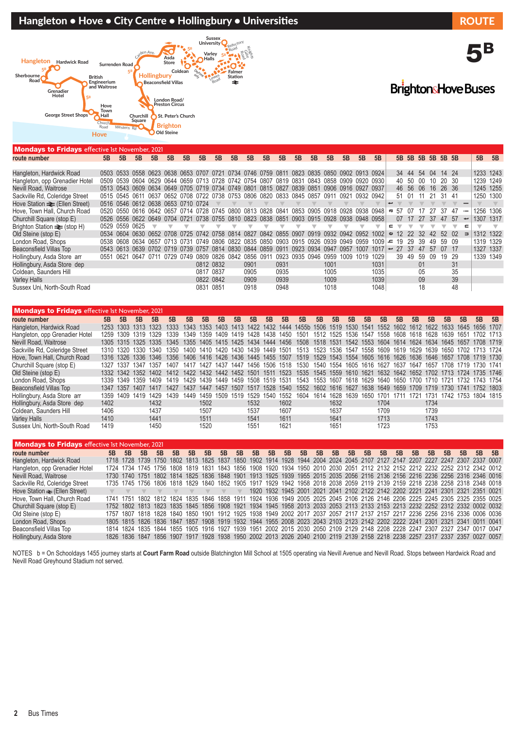# Hangleton • Hove • City Centre • Hollingbury • Universities

**ROUTE 5B**

Brighton & Hove Buses

## Mondays to Fridays effective 1st November, 2021

| route number | 5B | 5B | 5B | 5B | 5B | 5B | 5B | 5B | 5B | 5B | 5B | 5B | 5B | 5B | 5B | 5B | 5B | 5B | | 5B | 5B | 5B | 5B | 5B | 5B | | 5B | 5B |
|---|---|---|---|---|---|---|---|---|---|---|---|---|---|---|---|---|---|---|---|---|---|---|---|---|---|---|---|---|
| Hangleton, Hardwick Road | 0503 | 0533 | 0558 | 0623 | 0638 | 0653 | 0707 | 0721 | 0734 | 0746 | 0759 | 0811 | 0823 | 0835 | 0850 | 0902 | 0913 | 0924 | | 34 | 44 | 54 | 04 | 14 | 24 | | 1233 | 1243 |
| Hangleton, opp Grenadier Hotel | 0509 | 0539 | 0604 | 0629 | 0644 | 0659 | 0713 | 0728 | 0742 | 0754 | 0807 | 0819 | 0831 | 0843 | 0858 | 0909 | 0920 | 0930 | | 40 | 50 | 00 | 10 | 20 | 30 | | 1239 | 1249 |
| Nevill Road, Waitrose | 0513 | 0543 | 0609 | 0634 | 0649 | 0705 | 0719 | 0734 | 0749 | 0801 | 0815 | 0827 | 0839 | 0851 | 0906 | 0916 | 0927 | 0937 | | 46 | 56 | 06 | 16 | 26 | 36 | | 1245 | 1255 |
| Sackville Rd, Coleridge Street | 0515 | 0545 | 0611 | 0637 | 0652 | 0708 | 0722 | 0738 | 0753 | 0806 | 0820 | 0833 | 0845 | 0857 | 0911 | 0921 | 0932 | 0942 | | 51 | 01 | 11 | 21 | 31 | 41 | | 1250 | 1300 |
| Hove Station (Ellen Street) | 0516 | 0546 | 0612 | 0638 | 0653 | 0710 | 0724 | ▼ | ▼ | ▼ | ▼ | ▼ | ▼ | ▼ | ▼ | ▼ | ▼ | ▼ | | ▼ | ▼ | ▼ | ▼ | ▼ | ▼ | | ▼ | ▼ |
| Hove, Town Hall, Church Road | 0520 | 0550 | 0616 | 0642 | 0657 | 0714 | 0728 | 0745 | 0800 | 0813 | 0828 | 0841 | 0853 | 0905 | 0918 | 0928 | 0938 | 0948 | | 57 | 07 | 17 | 27 | 37 | 47 | | 1256 | 1306 |
| Churchill Square (stop E) | 0526 | 0556 | 0622 | 0649 | 0704 | 0721 | 0738 | 0755 | 0810 | 0823 | 0838 | 0851 | 0903 | 0915 | 0928 | 0938 | 0948 | 0958 | | 07 | 17 | 27 | 37 | 47 | 57 | | 1307 | 1317 |
| Brighton Station (stop H) | 0529 | 0559 | 0625 | ▼ | ▼ | ▼ | ▼ | ▼ | ▼ | ▼ | ▼ | ▼ | ▼ | ▼ | ▼ | ▼ | ▼ | ▼ | | ▼ | ▼ | ▼ | ▼ | ▼ | ▼ | | ▼ | ▼ |
| Old Steine (stop E) | 0534 | 0604 | 0630 | 0652 | 0708 | 0725 | 0742 | 0758 | 0814 | 0827 | 0842 | 0855 | 0907 | 0919 | 0932 | 0942 | 0952 | 1002 | | 12 | 22 | 32 | 42 | 52 | 02 | | 1312 | 1322 |
| London Road, Shops | 0538 | 0608 | 0634 | 0657 | 0713 | 0731 | 0749 | 0806 | 0822 | 0835 | 0850 | 0903 | 0915 | 0926 | 0939 | 0949 | 0959 | 1009 | | 19 | 29 | 39 | 49 | 59 | 09 | | 1319 | 1329 |
| Beaconsfield Villas Top | 0543 | 0613 | 0639 | 0702 | 0719 | 0739 | 0757 | 0814 | 0830 | 0844 | 0859 | 0911 | 0923 | 0934 | 0947 | 0957 | 1007 | 1017 | | 27 | 37 | 47 | 57 | 07 | 17 | | 1327 | 1337 |
| Hollingbury, Asda Store arr | 0551 | 0621 | 0647 | 0711 | 0729 | 0749 | 0809 | 0826 | 0842 | 0856 | 0911 | 0923 | 0935 | 0946 | 0959 | 1009 | 1019 | 1029 | | 39 | 49 | 59 | 09 | 19 | 29 | | 1339 | 1349 |
| Hollingbury, Asda Store dep | | | | | | | 0812 | 0832 | | 0901 | | 0931 | | | 1001 | | | 1031 | | | | 01 | | | 31 | | | |
| Coldean, Saunders Hill | | | | | | | 0817 | 0837 | | 0905 | | 0935 | | | 1005 | | | 1035 | | | | 05 | | | 35 | | | |
| Varley Halls | | | | | | | 0822 | 0842 | | 0909 | | 0939 | | | 1009 | | | 1039 | | | | 09 | | | 39 | | | |
| Sussex Uni, North-South Road | | | | | | | 0831 | 0851 | | 0918 | | 0948 | | | 1018 | | | 1048 | | | | 18 | | | 48 | | | |

## Mondays to Fridays effective 1st November, 2021

| route number | 5B | 5B | 5B | 5B | 5B | 5B | 5B | 5B | 5B | 5B | 5B | 5B | 5B | 5B | 5B | 5B | 5B | 5B | 5B | 5B | 5B | 5B | 5B | 5B | 5B |
|---|---|---|---|---|---|---|---|---|---|---|---|---|---|---|---|---|---|---|---|---|---|---|---|---|---|
| Hangleton, Hardwick Road | 1253 | 1303 | 1313 | 1323 | 1333 | 1343 | 1353 | 1403 | 1413 | 1422 | 1432 | 1444 | 1455b | 1506 | 1519 | 1530 | 1541 | 1552 | 1602 | 1612 | 1622 | 1633 | 1645 | 1656 | 1707 |
| Hangleton, opp Grenadier Hotel | 1259 | 1309 | 1319 | 1329 | 1339 | 1349 | 1359 | 1409 | 1419 | 1428 | 1438 | 1450 | 1501 | 1512 | 1525 | 1536 | 1547 | 1558 | 1608 | 1618 | 1628 | 1639 | 1651 | 1702 | 1713 |
| Nevill Road, Waitrose | 1305 | 1315 | 1325 | 1335 | 1345 | 1355 | 1405 | 1415 | 1425 | 1434 | 1444 | 1456 | 1508 | 1518 | 1531 | 1542 | 1553 | 1604 | 1614 | 1624 | 1634 | 1645 | 1657 | 1708 | 1719 |
| Sackville Rd, Coleridge Street | 1310 | 1320 | 1330 | 1340 | 1350 | 1400 | 1410 | 1420 | 1430 | 1439 | 1449 | 1501 | 1513 | 1523 | 1536 | 1547 | 1558 | 1609 | 1619 | 1629 | 1639 | 1650 | 1702 | 1713 | 1724 |
| Hove, Town Hall, Church Road | 1316 | 1326 | 1336 | 1346 | 1356 | 1406 | 1416 | 1426 | 1436 | 1445 | 1455 | 1507 | 1519 | 1529 | 1543 | 1554 | 1605 | 1616 | 1626 | 1636 | 1646 | 1657 | 1708 | 1719 | 1730 |
| Churchill Square (stop E) | 1327 | 1337 | 1347 | 1357 | 1407 | 1417 | 1427 | 1437 | 1447 | 1456 | 1506 | 1518 | 1530 | 1540 | 1554 | 1605 | 1616 | 1627 | 1637 | 1647 | 1657 | 1708 | 1719 | 1730 | 1741 |
| Old Steine (stop E) | 1332 | 1342 | 1352 | 1402 | 1412 | 1422 | 1432 | 1442 | 1452 | 1501 | 1511 | 1523 | 1535 | 1545 | 1559 | 1610 | 1621 | 1632 | 1642 | 1652 | 1702 | 1713 | 1724 | 1735 | 1746 |
| London Road, Shops | 1339 | 1349 | 1359 | 1409 | 1419 | 1429 | 1439 | 1449 | 1459 | 1508 | 1519 | 1531 | 1543 | 1553 | 1607 | 1618 | 1629 | 1640 | 1650 | 1700 | 1710 | 1721 | 1732 | 1743 | 1754 |
| Beaconsfield Villas Top | 1347 | 1357 | 1407 | 1417 | 1427 | 1437 | 1447 | 1457 | 1507 | 1517 | 1528 | 1540 | 1552 | 1602 | 1616 | 1627 | 1638 | 1649 | 1659 | 1709 | 1719 | 1730 | 1741 | 1752 | 1803 |
| Hollingbury, Asda Store arr | 1359 | 1409 | 1419 | 1429 | 1439 | 1449 | 1459 | 1509 | 1519 | 1529 | 1540 | 1552 | 1604 | 1614 | 1628 | 1639 | 1650 | 1701 | 1711 | 1721 | 1731 | 1742 | 1753 | 1804 | 1815 |
| Hollingbury, Asda Store dep | 1402 | | | 1432 | | | 1502 | | | 1532 | | 1602 | | | 1632 | | | 1704 | | | 1734 | | | | |
| Coldean, Saunders Hill | 1406 | | | 1437 | | | 1507 | | | 1537 | | 1607 | | | 1637 | | | 1709 | | | 1739 | | | | |
| Varley Halls | 1410 | | | 1441 | | | 1511 | | | 1541 | | 1611 | | | 1641 | | | 1713 | | | 1743 | | | | |
| Sussex Uni, North-South Road | 1419 | | | 1450 | | | 1520 | | | 1551 | | 1621 | | | 1651 | | | 1723 | | | 1753 | | | | |

## Mondays to Fridays effective 1st November, 2021

| route number | 5B | 5B | 5B | 5B | 5B | 5B | 5B | 5B | 5B | 5B | 5B | 5B | 5B | 5B | 5B | 5B | 5B | 5B | 5B | 5B | 5B | 5B | 5B | 5B | 5B |
|---|---|---|---|---|---|---|---|---|---|---|---|---|---|---|---|---|---|---|---|---|---|---|---|---|---|
| Hangleton, Hardwick Road | 1718 | 1728 | 1739 | 1750 | 1802 | 1813 | 1825 | 1837 | 1850 | 1902 | 1914 | 1928 | 1944 | 2004 | 2024 | 2045 | 2107 | 2127 | 2147 | 2207 | 2227 | 2247 | 2307 | 2337 | 0007 |
| Hangleton, opp Grenadier Hotel | 1724 | 1734 | 1745 | 1756 | 1808 | 1819 | 1831 | 1843 | 1856 | 1908 | 1920 | 1934 | 1950 | 2010 | 2030 | 2051 | 2112 | 2132 | 2152 | 2212 | 2232 | 2252 | 2312 | 2342 | 0012 |
| Nevill Road, Waitrose | 1730 | 1740 | 1751 | 1802 | 1814 | 1825 | 1836 | 1848 | 1901 | 1913 | 1925 | 1939 | 1955 | 2015 | 2035 | 2056 | 2116 | 2136 | 2156 | 2216 | 2236 | 2256 | 2316 | 2346 | 0016 |
| Sackville Rd, Coleridge Street | 1735 | 1745 | 1756 | 1806 | 1818 | 1829 | 1840 | 1852 | 1905 | 1917 | 1929 | 1942 | 1958 | 2018 | 2038 | 2059 | 2119 | 2139 | 2159 | 2218 | 2238 | 2258 | 2318 | 2348 | 0018 |
| Hove Station (Ellen Street) | ▼ | ▼ | ▼ | ▼ | ▼ | ▼ | ▼ | ▼ | ▼ | 1920 | 1932 | 1945 | 2001 | 2021 | 2041 | 2102 | 2122 | 2142 | 2202 | 2222 | 2241 | 2301 | 2321 | 2351 | 0021 |
| Hove, Town Hall, Church Road | 1741 | 1751 | 1802 | 1812 | 1824 | 1835 | 1846 | 1858 | 1911 | 1924 | 1936 | 1949 | 2005 | 2025 | 2045 | 2106 | 2126 | 2146 | 2206 | 2225 | 2245 | 2305 | 2325 | 2355 | 0025 |
| Churchill Square (stop E) | 1752 | 1802 | 1813 | 1823 | 1835 | 1845 | 1856 | 1908 | 1921 | 1934 | 1945 | 1958 | 2013 | 2033 | 2053 | 2113 | 2133 | 2153 | 2213 | 2232 | 2252 | 2312 | 2332 | 0002 | 0032 |
| Old Steine (stop E) | 1757 | 1807 | 1818 | 1828 | 1840 | 1850 | 1901 | 1912 | 1925 | 1938 | 1949 | 2002 | 2017 | 2037 | 2057 | 2117 | 2137 | 2157 | 2217 | 2236 | 2256 | 2316 | 2336 | 0006 | 0036 |
| London Road, Shops | 1805 | 1815 | 1826 | 1836 | 1847 | 1857 | 1908 | 1919 | 1932 | 1944 | 1955 | 2008 | 2023 | 2043 | 2103 | 2123 | 2142 | 2202 | 2222 | 2241 | 2301 | 2321 | 2341 | 0011 | 0041 |
| Beaconsfield Villas Top | 1814 | 1824 | 1835 | 1844 | 1855 | 1905 | 1916 | 1927 | 1939 | 1951 | 2002 | 2015 | 2030 | 2050 | 2109 | 2129 | 2148 | 2208 | 2228 | 2247 | 2307 | 2327 | 2347 | 0017 | 0047 |
| Hollingbury, Asda Store | 1826 | 1836 | 1847 | 1856 | 1907 | 1917 | 1928 | 1938 | 1950 | 2002 | 2013 | 2026 | 2040 | 2100 | 2119 | 2139 | 2158 | 2218 | 2238 | 2257 | 2317 | 2337 | 2357 | 0027 | 0057 |

NOTES b = On Schooldays 1455 journey starts at **Court Farm Road** outside Blatchington Mill School at 1505 operating via Nevill Avenue and Nevill Road. Stops between Hardwick Road and Nevill Road Greyhound Stadium not served.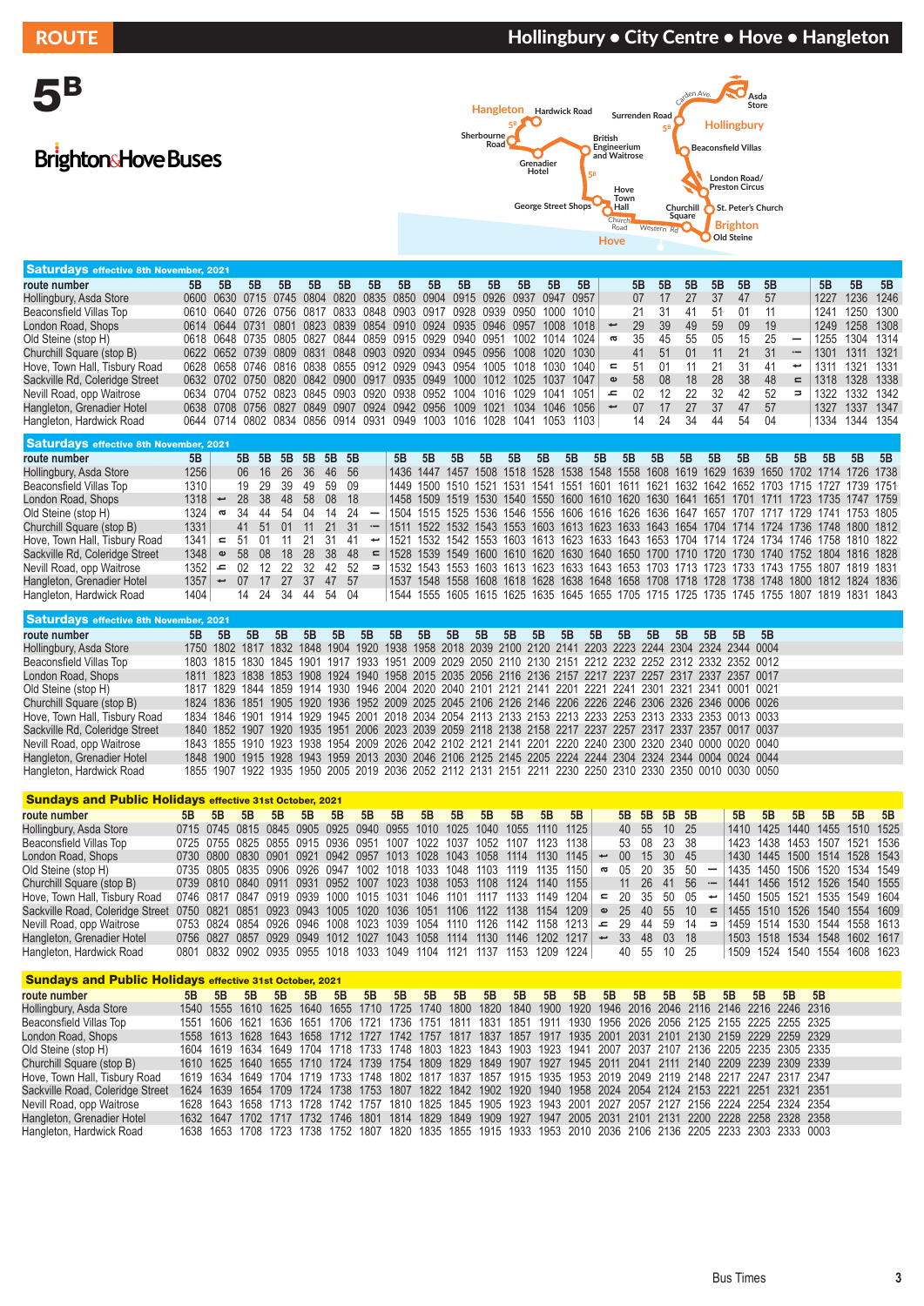# ROUTE 5B

## Hollingbury • City Centre • Hove • Hangleton

**Brighton & Hove Buses**

### Saturdays effective 8th November, 2021

| route number | 5B | 5B | 5B | 5B | 5B | 5B | 5B | 5B | 5B | 5B | 5B | 5B | 5B | 5B | | 5B | 5B | 5B | 5B | 5B | 5B | | 5B | 5B | 5B |
|---|---|---|---|---|---|---|---|---|---|---|---|---|---|---|---|---|---|---|---|---|---|---|---|---|---|
| Hollingbury, Asda Store | 0600 | 0630 | 0715 | 0745 | 0804 | 0820 | 0835 | 0850 | 0904 | 0915 | 0926 | 0937 | 0947 | 0957 | | 07 | 17 | 27 | 37 | 47 | 57 | | 1227 | 1236 | 1246 |
| Beaconsfield Villas Top | 0610 | 0640 | 0726 | 0756 | 0817 | 0833 | 0848 | 0903 | 0917 | 0928 | 0939 | 0950 | 1000 | 1010 | | 21 | 31 | 41 | 51 | 01 | 11 | | 1241 | 1250 | 1300 |
| London Road, Shops | 0614 | 0644 | 0731 | 0801 | 0823 | 0839 | 0854 | 0910 | 0924 | 0935 | 0946 | 0957 | 1008 | 1018 | | 29 | 39 | 49 | 59 | 09 | 19 | | 1249 | 1258 | 1308 |
| Old Steine (stop H) | 0618 | 0648 | 0735 | 0805 | 0827 | 0844 | 0859 | 0915 | 0929 | 0940 | 0951 | 1002 | 1014 | 1024 | | 35 | 45 | 55 | 05 | 15 | 25 | | 1255 | 1304 | 1314 |
| Churchill Square (stop B) | 0622 | 0652 | 0739 | 0809 | 0831 | 0848 | 0903 | 0920 | 0934 | 0945 | 0956 | 1008 | 1020 | 1030 | | 41 | 51 | 01 | 11 | 21 | 31 | | 1301 | 1311 | 1321 |
| Hove, Town Hall, Tisbury Road | 0628 | 0658 | 0746 | 0816 | 0838 | 0855 | 0912 | 0929 | 0943 | 0954 | 1005 | 1018 | 1030 | 1040 | | 51 | 01 | 11 | 21 | 31 | 41 | | 1311 | 1321 | 1331 |
| Sackville Rd, Coleridge Street | 0632 | 0702 | 0750 | 0820 | 0842 | 0900 | 0917 | 0935 | 0949 | 1000 | 1012 | 1025 | 1037 | 1047 | | 58 | 08 | 18 | 28 | 38 | 48 | | 1318 | 1328 | 1338 |
| Nevill Road, opp Waitrose | 0634 | 0704 | 0752 | 0823 | 0845 | 0903 | 0920 | 0938 | 0952 | 1004 | 1016 | 1029 | 1041 | 1051 | | 02 | 12 | 22 | 32 | 42 | 52 | | 1322 | 1332 | 1342 |
| Hangleton, Grenadier Hotel | 0638 | 0708 | 0756 | 0827 | 0849 | 0907 | 0924 | 0942 | 0956 | 1009 | 1021 | 1034 | 1046 | 1056 | | 07 | 17 | 27 | 37 | 47 | 57 | | 1327 | 1337 | 1347 |
| Hangleton, Hardwick Road | 0644 | 0714 | 0802 | 0834 | 0856 | 0914 | 0931 | 0949 | 1003 | 1016 | 1028 | 1041 | 1053 | 1103 | | 14 | 24 | 34 | 44 | 54 | 04 | | 1334 | 1344 | 1354 |

### Saturdays effective 8th November, 2021

| route number | 5B | | 5B | 5B | 5B | 5B | 5B | 5B | | 5B | 5B | 5B | 5B | 5B | 5B | 5B | 5B | 5B | 5B | 5B | 5B | 5B | 5B | 5B | 5B | 5B | 5B |
|---|---|---|---|---|---|---|---|---|---|---|---|---|---|---|---|---|---|---|---|---|---|---|---|---|---|---|---|
| Hollingbury, Asda Store | 1256 | | 06 | 16 | 26 | 36 | 46 | 56 | | 1436 | 1447 | 1457 | 1508 | 1518 | 1528 | 1538 | 1548 | 1558 | 1608 | 1619 | 1629 | 1639 | 1650 | 1702 | 1714 | 1726 | 1738 |
| Beaconsfield Villas Top | 1310 | | 19 | 29 | 39 | 49 | 59 | 09 | | 1449 | 1500 | 1510 | 1521 | 1531 | 1541 | 1551 | 1601 | 1611 | 1621 | 1632 | 1642 | 1652 | 1703 | 1715 | 1727 | 1739 | 1751 |
| London Road, Shops | 1318 | | 28 | 38 | 48 | 58 | 08 | 18 | | 1458 | 1509 | 1519 | 1530 | 1540 | 1550 | 1600 | 1610 | 1620 | 1630 | 1641 | 1651 | 1701 | 1711 | 1723 | 1735 | 1747 | 1759 |
| Old Steine (stop H) | 1324 | | 34 | 44 | 54 | 04 | 14 | 24 | | 1504 | 1515 | 1525 | 1536 | 1546 | 1556 | 1606 | 1616 | 1626 | 1636 | 1647 | 1657 | 1707 | 1717 | 1729 | 1741 | 1753 | 1805 |
| Churchill Square (stop B) | 1331 | | 41 | 51 | 01 | 11 | 21 | 31 | | 1511 | 1522 | 1532 | 1543 | 1553 | 1603 | 1613 | 1623 | 1633 | 1643 | 1654 | 1704 | 1714 | 1724 | 1736 | 1748 | 1800 | 1812 |
| Hove, Town Hall, Tisbury Road | 1341 | | 51 | 01 | 11 | 21 | 31 | 41 | | 1521 | 1532 | 1542 | 1553 | 1603 | 1613 | 1623 | 1633 | 1643 | 1653 | 1704 | 1714 | 1724 | 1734 | 1746 | 1758 | 1810 | 1822 |
| Sackville Rd, Coleridge Street | 1348 | | 58 | 08 | 18 | 28 | 38 | 48 | | 1528 | 1539 | 1549 | 1600 | 1610 | 1620 | 1630 | 1640 | 1650 | 1700 | 1710 | 1720 | 1730 | 1740 | 1752 | 1804 | 1816 | 1828 |
| Nevill Road, opp Waitrose | 1352 | | 02 | 12 | 22 | 32 | 42 | 52 | | 1532 | 1543 | 1553 | 1603 | 1613 | 1623 | 1633 | 1643 | 1653 | 1703 | 1713 | 1723 | 1733 | 1743 | 1755 | 1807 | 1819 | 1831 |
| Hangleton, Grenadier Hotel | 1357 | | 07 | 17 | 27 | 37 | 47 | 57 | | 1537 | 1548 | 1558 | 1608 | 1618 | 1628 | 1638 | 1648 | 1658 | 1708 | 1718 | 1728 | 1738 | 1748 | 1800 | 1812 | 1824 | 1836 |
| Hangleton, Hardwick Road | 1404 | | 14 | 24 | 34 | 44 | 54 | 04 | | 1544 | 1555 | 1605 | 1615 | 1625 | 1635 | 1645 | 1655 | 1705 | 1715 | 1725 | 1735 | 1745 | 1755 | 1807 | 1819 | 1831 | 1843 |

### Saturdays effective 8th November, 2021

| route number | 5B | 5B | 5B | 5B | 5B | 5B | 5B | 5B | 5B | 5B | 5B | 5B | 5B | 5B | 5B | 5B | 5B | 5B | 5B | 5B | 5B |
|---|---|---|---|---|---|---|---|---|---|---|---|---|---|---|---|---|---|---|---|---|---|
| Hollingbury, Asda Store | 1750 | 1802 | 1817 | 1832 | 1848 | 1904 | 1920 | 1938 | 1958 | 2018 | 2039 | 2100 | 2120 | 2141 | 2203 | 2223 | 2244 | 2304 | 2324 | 2344 | 0004 |
| Beaconsfield Villas Top | 1803 | 1815 | 1830 | 1845 | 1901 | 1917 | 1933 | 1951 | 2009 | 2029 | 2050 | 2110 | 2130 | 2151 | 2212 | 2232 | 2252 | 2312 | 2332 | 2352 | 0012 |
| London Road, Shops | 1811 | 1823 | 1838 | 1853 | 1908 | 1924 | 1940 | 1958 | 2015 | 2035 | 2056 | 2116 | 2136 | 2157 | 2217 | 2237 | 2257 | 2317 | 2337 | 2357 | 0017 |
| Old Steine (stop H) | 1817 | 1829 | 1844 | 1859 | 1914 | 1930 | 1946 | 2004 | 2020 | 2040 | 2101 | 2121 | 2141 | 2201 | 2221 | 2241 | 2301 | 2321 | 2341 | 0001 | 0021 |
| Churchill Square (stop B) | 1824 | 1836 | 1851 | 1905 | 1920 | 1936 | 1952 | 2009 | 2025 | 2045 | 2106 | 2126 | 2146 | 2206 | 2226 | 2246 | 2306 | 2326 | 2346 | 0006 | 0026 |
| Hove, Town Hall, Tisbury Road | 1834 | 1846 | 1901 | 1914 | 1929 | 1945 | 2001 | 2018 | 2034 | 2054 | 2113 | 2133 | 2153 | 2213 | 2233 | 2253 | 2313 | 2333 | 2353 | 0013 | 0033 |
| Sackville Rd, Coleridge Street | 1840 | 1852 | 1907 | 1920 | 1935 | 1951 | 2006 | 2023 | 2039 | 2059 | 2118 | 2138 | 2158 | 2217 | 2237 | 2257 | 2317 | 2337 | 2357 | 0017 | 0037 |
| Nevill Road, opp Waitrose | 1843 | 1855 | 1910 | 1923 | 1938 | 1954 | 2009 | 2026 | 2042 | 2102 | 2121 | 2141 | 2201 | 2220 | 2240 | 2300 | 2320 | 2340 | 0000 | 0020 | 0040 |
| Hangleton, Grenadier Hotel | 1848 | 1900 | 1915 | 1928 | 1943 | 1959 | 2013 | 2030 | 2046 | 2106 | 2125 | 2145 | 2205 | 2224 | 2244 | 2304 | 2324 | 2344 | 0004 | 0024 | 0044 |
| Hangleton, Hardwick Road | 1855 | 1907 | 1922 | 1935 | 1950 | 2005 | 2019 | 2036 | 2052 | 2112 | 2131 | 2151 | 2211 | 2230 | 2250 | 2310 | 2330 | 2350 | 0010 | 0030 | 0050 |

### Sundays and Public Holidays effective 31st October, 2021

| route number | 5B | 5B | 5B | 5B | 5B | 5B | 5B | 5B | 5B | 5B | 5B | 5B | 5B | 5B | | 5B | 5B | 5B | 5B | | 5B | 5B | 5B | 5B | 5B | 5B |
|---|---|---|---|---|---|---|---|---|---|---|---|---|---|---|---|---|---|---|---|---|---|---|---|---|---|---|
| Hollingbury, Asda Store | 0715 | 0745 | 0815 | 0845 | 0905 | 0925 | 0940 | 0955 | 1010 | 1025 | 1040 | 1055 | 1110 | 1125 | | 40 | 55 | 10 | 25 | | 1410 | 1425 | 1440 | 1455 | 1510 | 1525 |
| Beaconsfield Villas Top | 0725 | 0755 | 0825 | 0855 | 0915 | 0936 | 0951 | 1007 | 1022 | 1037 | 1052 | 1107 | 1123 | 1138 | | 53 | 08 | 23 | 38 | | 1423 | 1438 | 1453 | 1507 | 1521 | 1536 |
| London Road, Shops | 0730 | 0800 | 0830 | 0901 | 0921 | 0942 | 0957 | 1013 | 1028 | 1043 | 1058 | 1114 | 1130 | 1145 | | 00 | 15 | 30 | 45 | | 1430 | 1445 | 1500 | 1514 | 1528 | 1543 |
| Old Steine (stop H) | 0735 | 0805 | 0835 | 0906 | 0926 | 0947 | 1002 | 1018 | 1033 | 1048 | 1103 | 1119 | 1135 | 1150 | | 05 | 20 | 35 | 50 | | 1435 | 1450 | 1506 | 1520 | 1534 | 1549 |
| Churchill Square (stop B) | 0739 | 0810 | 0840 | 0911 | 0931 | 0952 | 1007 | 1023 | 1038 | 1053 | 1108 | 1124 | 1140 | 1155 | | 11 | 26 | 41 | 56 | | 1441 | 1456 | 1512 | 1526 | 1540 | 1555 |
| Hove, Town Hall, Tisbury Road | 0746 | 0817 | 0847 | 0919 | 0939 | 1000 | 1015 | 1031 | 1046 | 1101 | 1117 | 1133 | 1149 | 1204 | | 20 | 35 | 50 | 05 | | 1450 | 1505 | 1521 | 1535 | 1549 | 1604 |
| Sackville Road, Coleridge Street | 0750 | 0821 | 0851 | 0923 | 0943 | 1005 | 1020 | 1036 | 1051 | 1106 | 1122 | 1138 | 1154 | 1209 | | 25 | 40 | 55 | 10 | | 1455 | 1510 | 1526 | 1540 | 1554 | 1609 |
| Nevill Road, opp Waitrose | 0753 | 0824 | 0854 | 0926 | 0946 | 1008 | 1023 | 1039 | 1054 | 1110 | 1126 | 1142 | 1158 | 1213 | | 29 | 44 | 59 | 14 | | 1459 | 1514 | 1530 | 1544 | 1558 | 1613 |
| Hangleton, Grenadier Hotel | 0756 | 0827 | 0857 | 0929 | 0949 | 1012 | 1027 | 1043 | 1058 | 1114 | 1130 | 1146 | 1202 | 1217 | | 33 | 48 | 03 | 18 | | 1503 | 1518 | 1534 | 1548 | 1602 | 1617 |
| Hangleton, Hardwick Road | 0801 | 0832 | 0902 | 0935 | 0955 | 1018 | 1033 | 1049 | 1104 | 1121 | 1137 | 1153 | 1209 | 1224 | | 40 | 55 | 10 | 25 | | 1509 | 1524 | 1540 | 1554 | 1608 | 1623 |

### Sundays and Public Holidays effective 31st October, 2021

| route number | 5B | 5B | 5B | 5B | 5B | 5B | 5B | 5B | 5B | 5B | 5B | 5B | 5B | 5B | 5B | 5B | 5B | 5B | 5B | 5B | 5B | 5B |
|---|---|---|---|---|---|---|---|---|---|---|---|---|---|---|---|---|---|---|---|---|---|---|
| Hollingbury, Asda Store | 1540 | 1555 | 1610 | 1625 | 1640 | 1655 | 1710 | 1725 | 1740 | 1800 | 1820 | 1840 | 1900 | 1920 | 1946 | 2016 | 2046 | 2116 | 2146 | 2216 | 2246 | 2316 |
| Beaconsfield Villas Top | 1551 | 1606 | 1621 | 1636 | 1651 | 1706 | 1721 | 1736 | 1751 | 1811 | 1831 | 1851 | 1911 | 1930 | 1956 | 2026 | 2056 | 2125 | 2155 | 2225 | 2255 | 2325 |
| London Road, Shops | 1558 | 1613 | 1628 | 1643 | 1658 | 1712 | 1727 | 1742 | 1757 | 1817 | 1837 | 1857 | 1917 | 1935 | 2001 | 2031 | 2101 | 2130 | 2159 | 2229 | 2259 | 2329 |
| Old Steine (stop H) | 1604 | 1619 | 1634 | 1649 | 1704 | 1718 | 1733 | 1748 | 1803 | 1823 | 1843 | 1903 | 1923 | 1941 | 2007 | 2037 | 2107 | 2136 | 2205 | 2235 | 2305 | 2335 |
| Churchill Square (stop B) | 1610 | 1625 | 1640 | 1655 | 1710 | 1724 | 1739 | 1754 | 1809 | 1829 | 1849 | 1907 | 1927 | 1945 | 2011 | 2041 | 2111 | 2140 | 2209 | 2239 | 2309 | 2339 |
| Hove, Town Hall, Tisbury Road | 1619 | 1634 | 1649 | 1704 | 1719 | 1733 | 1748 | 1803 | 1817 | 1837 | 1857 | 1915 | 1935 | 1953 | 2019 | 2049 | 2119 | 2148 | 2217 | 2247 | 2317 | 2347 |
| Sackville Road, Coleridge Street | 1624 | 1639 | 1654 | 1709 | 1724 | 1738 | 1753 | 1807 | 1822 | 1842 | 1902 | 1920 | 1940 | 1958 | 2024 | 2054 | 2124 | 2153 | 2221 | 2251 | 2321 | 2351 |
| Nevill Road, opp Waitrose | 1628 | 1643 | 1658 | 1713 | 1728 | 1742 | 1757 | 1810 | 1825 | 1845 | 1905 | 1923 | 1943 | 2001 | 2027 | 2057 | 2127 | 2156 | 2224 | 2254 | 2324 | 2354 |
| Hangleton, Grenadier Hotel | 1632 | 1647 | 1702 | 1717 | 1732 | 1746 | 1801 | 1814 | 1829 | 1849 | 1909 | 1927 | 1947 | 2005 | 2031 | 2101 | 2131 | 2200 | 2228 | 2258 | 2328 | 2358 |
| Hangleton, Hardwick Road | 1638 | 1653 | 1708 | 1723 | 1738 | 1752 | 1807 | 1820 | 1835 | 1855 | 1915 | 1933 | 1953 | 2010 | 2036 | 2106 | 2136 | 2205 | 2233 | 2303 | 2333 | 0003 |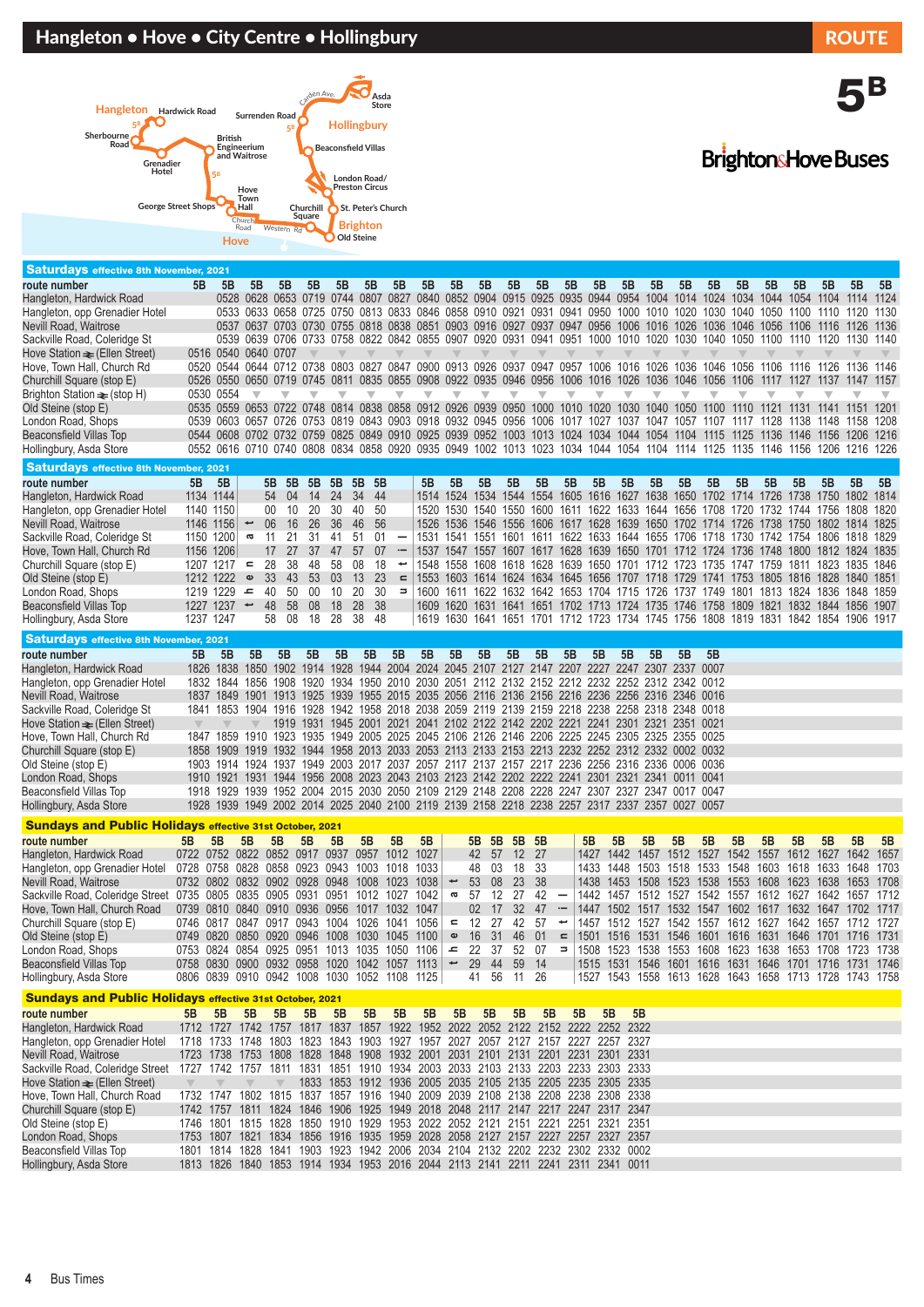# Hangleton • Hove • City Centre • Hollingbury

ROUTE **5B**

Brighton & Hove Buses

Hangleton
Hardwick Road
Sherbourne Road
Grenadier Hotel
Surrenden Road
Carden Ave.
Asda Store
Hollingbury
British Engineerium and Waitrose
Beaconsfield Villas
London Road/ Preston Circus
Hove Town Hall
George Street Shops
Church Road
Western Rd
Churchill Square
St. Peter's Church
Brighton
Old Steine
Hove

## Saturdays effective 8th November, 2021

| route number | 5B | 5B | 5B | 5B | 5B | 5B | 5B | 5B | 5B | 5B | 5B | 5B | 5B | 5B | 5B | 5B | 5B | 5B | 5B | 5B | 5B | 5B | 5B | 5B | 5B |
|---|---|---|---|---|---|---|---|---|---|---|---|---|---|---|---|---|---|---|---|---|---|---|---|---|---|
| Hangleton, Hardwick Road | | 0528 | 0628 | 0653 | 0719 | 0744 | 0807 | 0827 | 0840 | 0852 | 0904 | 0915 | 0925 | 0935 | 0944 | 0954 | 1004 | 1014 | 1024 | 1034 | 1044 | 1054 | 1104 | 1114 | 1124 |
| Hangleton, opp Grenadier Hotel | | 0533 | 0633 | 0658 | 0725 | 0750 | 0813 | 0833 | 0846 | 0858 | 0910 | 0921 | 0931 | 0941 | 0950 | 1000 | 1010 | 1020 | 1030 | 1040 | 1050 | 1100 | 1110 | 1120 | 1130 |
| Nevill Road, Waitrose | | 0537 | 0637 | 0703 | 0730 | 0755 | 0818 | 0838 | 0851 | 0903 | 0916 | 0927 | 0937 | 0947 | 0956 | 1006 | 1016 | 1026 | 1036 | 1046 | 1056 | 1106 | 1116 | 1126 | 1136 |
| Sackville Road, Coleridge St | | 0539 | 0639 | 0706 | 0733 | 0758 | 0822 | 0842 | 0855 | 0907 | 0920 | 0931 | 0941 | 0951 | 1000 | 1010 | 1020 | 1030 | 1040 | 1050 | 1100 | 1110 | 1120 | 1130 | 1140 |
| Hove Station (Ellen Street) | 0516 | 0540 | 0640 | 0707 | ▼ | ▼ | ▼ | ▼ | ▼ | ▼ | ▼ | ▼ | ▼ | ▼ | ▼ | ▼ | ▼ | ▼ | ▼ | ▼ | ▼ | ▼ | ▼ | ▼ | ▼ |
| Hove, Town Hall, Church Rd | 0520 | 0544 | 0644 | 0712 | 0738 | 0803 | 0827 | 0847 | 0900 | 0913 | 0926 | 0937 | 0947 | 0957 | 1006 | 1016 | 1026 | 1036 | 1046 | 1056 | 1106 | 1116 | 1126 | 1136 | 1146 |
| Churchill Square (stop E) | 0526 | 0550 | 0650 | 0719 | 0745 | 0811 | 0835 | 0855 | 0908 | 0922 | 0935 | 0946 | 0956 | 1006 | 1016 | 1026 | 1036 | 1046 | 1056 | 1106 | 1117 | 1127 | 1137 | 1147 | 1157 |
| Brighton Station (stop H) | 0530 | 0554 | ▼ | ▼ | ▼ | ▼ | ▼ | ▼ | ▼ | ▼ | ▼ | ▼ | ▼ | ▼ | ▼ | ▼ | ▼ | ▼ | ▼ | ▼ | ▼ | ▼ | ▼ | ▼ | ▼ |
| Old Steine (stop E) | 0535 | 0559 | 0653 | 0722 | 0748 | 0814 | 0838 | 0858 | 0912 | 0926 | 0939 | 0950 | 1000 | 1010 | 1020 | 1030 | 1040 | 1050 | 1100 | 1110 | 1121 | 1131 | 1141 | 1151 | 1201 |
| London Road, Shops | 0539 | 0603 | 0657 | 0726 | 0753 | 0819 | 0843 | 0903 | 0918 | 0932 | 0945 | 0956 | 1006 | 1017 | 1027 | 1037 | 1047 | 1057 | 1107 | 1117 | 1128 | 1138 | 1148 | 1158 | 1208 |
| Beaconsfield Villas Top | 0544 | 0608 | 0702 | 0732 | 0759 | 0825 | 0849 | 0910 | 0925 | 0939 | 0952 | 1003 | 1013 | 1024 | 1034 | 1044 | 1054 | 1104 | 1115 | 1125 | 1136 | 1146 | 1156 | 1206 | 1216 |
| Hollingbury, Asda Store | 0552 | 0616 | 0710 | 0740 | 0808 | 0834 | 0858 | 0920 | 0935 | 0949 | 1002 | 1013 | 1023 | 1034 | 1044 | 1054 | 1104 | 1114 | 1125 | 1135 | 1146 | 1156 | 1206 | 1216 | 1226 |

## Saturdays effective 8th November, 2021

| route number | 5B | 5B | then at these mins past each hour | 5B | 5B | 5B | 5B | 5B | 5B | until | 5B | 5B | 5B | 5B | 5B | 5B | 5B | 5B | 5B | 5B | 5B | 5B | 5B | 5B | 5B | 5B | 5B |
|---|---|---|---|---|---|---|---|---|---|---|---|---|---|---|---|---|---|---|---|---|---|---|---|---|---|---|---|
| Hangleton, Hardwick Road | 1134 | 1144 | | 54 | 04 | 14 | 24 | 34 | 44 | | 1514 | 1524 | 1534 | 1544 | 1554 | 1605 | 1616 | 1627 | 1638 | 1650 | 1702 | 1714 | 1726 | 1738 | 1750 | 1802 | 1814 |
| Hangleton, opp Grenadier Hotel | 1140 | 1150 | | 00 | 10 | 20 | 30 | 40 | 50 | | 1520 | 1530 | 1540 | 1550 | 1600 | 1611 | 1622 | 1633 | 1644 | 1656 | 1708 | 1720 | 1732 | 1744 | 1756 | 1808 | 1820 |
| Nevill Road, Waitrose | 1146 | 1156 | | 06 | 16 | 26 | 36 | 46 | 56 | | 1526 | 1536 | 1546 | 1556 | 1606 | 1617 | 1628 | 1639 | 1650 | 1702 | 1714 | 1726 | 1738 | 1750 | 1802 | 1814 | 1825 |
| Sackville Road, Coleridge St | 1150 | 1200 | | 11 | 21 | 31 | 41 | 51 | 01 | | 1531 | 1541 | 1551 | 1601 | 1611 | 1622 | 1633 | 1644 | 1655 | 1706 | 1718 | 1730 | 1742 | 1754 | 1806 | 1818 | 1829 |
| Hove, Town Hall, Church Rd | 1156 | 1206 | | 17 | 27 | 37 | 47 | 57 | 07 | | 1537 | 1547 | 1557 | 1607 | 1617 | 1628 | 1639 | 1650 | 1701 | 1712 | 1724 | 1736 | 1748 | 1800 | 1812 | 1824 | 1835 |
| Churchill Square (stop E) | 1207 | 1217 | | 28 | 38 | 48 | 58 | 08 | 18 | | 1548 | 1558 | 1608 | 1618 | 1628 | 1639 | 1650 | 1701 | 1712 | 1723 | 1735 | 1747 | 1759 | 1811 | 1823 | 1835 | 1846 |
| Old Steine (stop E) | 1212 | 1222 | | 33 | 43 | 53 | 03 | 13 | 23 | | 1553 | 1603 | 1614 | 1624 | 1634 | 1645 | 1656 | 1707 | 1718 | 1729 | 1741 | 1753 | 1805 | 1816 | 1828 | 1840 | 1851 |
| London Road, Shops | 1219 | 1229 | | 40 | 50 | 00 | 10 | 20 | 30 | | 1600 | 1611 | 1622 | 1632 | 1642 | 1653 | 1704 | 1715 | 1726 | 1737 | 1749 | 1801 | 1813 | 1824 | 1836 | 1848 | 1859 |
| Beaconsfield Villas Top | 1227 | 1237 | | 48 | 58 | 08 | 18 | 28 | 38 | | 1609 | 1620 | 1631 | 1641 | 1651 | 1702 | 1713 | 1724 | 1735 | 1746 | 1758 | 1809 | 1821 | 1832 | 1844 | 1856 | 1907 |
| Hollingbury, Asda Store | 1237 | 1247 | | 58 | 08 | 18 | 28 | 38 | 48 | | 1619 | 1630 | 1641 | 1651 | 1701 | 1712 | 1723 | 1734 | 1745 | 1756 | 1808 | 1819 | 1831 | 1842 | 1854 | 1906 | 1917 |

## Saturdays effective 8th November, 2021

| route number | 5B | 5B | 5B | 5B | 5B | 5B | 5B | 5B | 5B | 5B | 5B | 5B | 5B | 5B | 5B | 5B | 5B | 5B | 5B |
|---|---|---|---|---|---|---|---|---|---|---|---|---|---|---|---|---|---|---|---|
| Hangleton, Hardwick Road | 1826 | 1838 | 1850 | 1902 | 1914 | 1928 | 1944 | 2004 | 2024 | 2045 | 2107 | 2127 | 2147 | 2207 | 2227 | 2247 | 2307 | 2337 | 0007 |
| Hangleton, opp Grenadier Hotel | 1832 | 1844 | 1856 | 1908 | 1920 | 1934 | 1950 | 2010 | 2030 | 2051 | 2112 | 2132 | 2152 | 2212 | 2232 | 2252 | 2312 | 2342 | 0012 |
| Nevill Road, Waitrose | 1837 | 1849 | 1901 | 1913 | 1925 | 1939 | 1955 | 2015 | 2035 | 2056 | 2116 | 2136 | 2156 | 2216 | 2236 | 2256 | 2316 | 2346 | 0016 |
| Sackville Road, Coleridge St | 1841 | 1853 | 1904 | 1916 | 1928 | 1942 | 1958 | 2018 | 2038 | 2059 | 2119 | 2139 | 2159 | 2218 | 2238 | 2258 | 2318 | 2348 | 0018 |
| Hove Station (Ellen Street) | ▼ | ▼ | ▼ | 1919 | 1931 | 1945 | 2001 | 2021 | 2041 | 2102 | 2122 | 2142 | 2202 | 2221 | 2241 | 2301 | 2321 | 2351 | 0021 |
| Hove, Town Hall, Church Rd | 1847 | 1859 | 1910 | 1923 | 1935 | 1949 | 2005 | 2025 | 2045 | 2106 | 2126 | 2146 | 2206 | 2225 | 2245 | 2305 | 2325 | 2355 | 0025 |
| Churchill Square (stop E) | 1858 | 1909 | 1919 | 1932 | 1944 | 1958 | 2013 | 2033 | 2053 | 2113 | 2133 | 2153 | 2213 | 2232 | 2252 | 2312 | 2332 | 0002 | 0032 |
| Old Steine (stop E) | 1903 | 1914 | 1924 | 1937 | 1949 | 2003 | 2017 | 2037 | 2057 | 2117 | 2137 | 2157 | 2217 | 2236 | 2256 | 2316 | 2336 | 0006 | 0036 |
| London Road, Shops | 1910 | 1921 | 1931 | 1944 | 1956 | 2008 | 2023 | 2043 | 2103 | 2123 | 2142 | 2202 | 2222 | 2241 | 2301 | 2321 | 2341 | 0011 | 0041 |
| Beaconsfield Villas Top | 1918 | 1929 | 1939 | 1952 | 2004 | 2015 | 2030 | 2050 | 2109 | 2129 | 2148 | 2208 | 2228 | 2247 | 2307 | 2327 | 2347 | 0017 | 0047 |
| Hollingbury, Asda Store | 1928 | 1939 | 1949 | 2002 | 2014 | 2025 | 2040 | 2100 | 2119 | 2139 | 2158 | 2218 | 2238 | 2257 | 2317 | 2337 | 2357 | 0027 | 0057 |

## Sundays and Public Holidays effective 31st October, 2021

| route number | 5B | 5B | 5B | 5B | 5B | 5B | 5B | 5B | 5B | then at these mins past each hour | 5B | 5B | 5B | 5B | until | 5B | 5B | 5B | 5B | 5B | 5B | 5B | 5B | 5B | 5B | 5B |
|---|---|---|---|---|---|---|---|---|---|---|---|---|---|---|---|---|---|---|---|---|---|---|---|---|---|---|
| Hangleton, Hardwick Road | 0722 | 0752 | 0822 | 0852 | 0917 | 0937 | 0957 | 1012 | 1027 | | 42 | 57 | 12 | 27 | | 1427 | 1442 | 1457 | 1512 | 1527 | 1542 | 1557 | 1612 | 1627 | 1642 | 1657 |
| Hangleton, opp Grenadier Hotel | 0728 | 0758 | 0828 | 0858 | 0923 | 0943 | 1003 | 1018 | 1033 | | 48 | 03 | 18 | 33 | | 1433 | 1448 | 1503 | 1518 | 1533 | 1548 | 1603 | 1618 | 1633 | 1648 | 1703 |
| Nevill Road, Waitrose | 0732 | 0802 | 0832 | 0902 | 0928 | 0948 | 1008 | 1023 | 1038 | | 53 | 08 | 23 | 38 | | 1438 | 1453 | 1508 | 1523 | 1538 | 1553 | 1608 | 1623 | 1638 | 1653 | 1708 |
| Sackville Road, Coleridge Street | 0735 | 0805 | 0835 | 0905 | 0931 | 0951 | 1012 | 1027 | 1042 | | 57 | 12 | 27 | 42 | | 1442 | 1457 | 1512 | 1527 | 1542 | 1557 | 1612 | 1627 | 1642 | 1657 | 1712 |
| Hove, Town Hall, Church Road | 0739 | 0810 | 0840 | 0910 | 0936 | 0956 | 1017 | 1032 | 1047 | | 02 | 17 | 32 | 47 | | 1447 | 1502 | 1517 | 1532 | 1547 | 1602 | 1617 | 1632 | 1647 | 1702 | 1717 |
| Churchill Square (stop E) | 0746 | 0817 | 0847 | 0917 | 0943 | 1004 | 1026 | 1041 | 1056 | | 12 | 27 | 42 | 57 | | 1457 | 1512 | 1527 | 1542 | 1557 | 1612 | 1627 | 1642 | 1657 | 1712 | 1727 |
| Old Steine (stop E) | 0749 | 0820 | 0850 | 0920 | 0946 | 1008 | 1030 | 1045 | 1100 | | 16 | 31 | 46 | 01 | | 1501 | 1516 | 1531 | 1546 | 1601 | 1616 | 1631 | 1646 | 1701 | 1716 | 1731 |
| London Road, Shops | 0753 | 0824 | 0854 | 0925 | 0951 | 1013 | 1035 | 1050 | 1106 | | 22 | 37 | 52 | 07 | | 1508 | 1523 | 1538 | 1553 | 1608 | 1623 | 1638 | 1653 | 1708 | 1723 | 1738 |
| Beaconsfield Villas Top | 0758 | 0830 | 0900 | 0932 | 0958 | 1020 | 1042 | 1057 | 1113 | | 29 | 44 | 59 | 14 | | 1515 | 1531 | 1546 | 1601 | 1616 | 1631 | 1646 | 1701 | 1716 | 1731 | 1746 |
| Hollingbury, Asda Store | 0806 | 0839 | 0910 | 0942 | 1008 | 1030 | 1052 | 1108 | 1125 | | 41 | 56 | 11 | 26 | | 1527 | 1543 | 1558 | 1613 | 1628 | 1643 | 1658 | 1713 | 1728 | 1743 | 1758 |

## Sundays and Public Holidays effective 31st October, 2021

| route number | 5B | 5B | 5B | 5B | 5B | 5B | 5B | 5B | 5B | 5B | 5B | 5B | 5B | 5B | 5B | 5B |
|---|---|---|---|---|---|---|---|---|---|---|---|---|---|---|---|---|
| Hangleton, Hardwick Road | 1712 | 1727 | 1742 | 1757 | 1817 | 1837 | 1857 | 1922 | 1952 | 2022 | 2052 | 2122 | 2152 | 2222 | 2252 | 2322 |
| Hangleton, opp Grenadier Hotel | 1718 | 1733 | 1748 | 1803 | 1823 | 1843 | 1903 | 1927 | 1957 | 2027 | 2057 | 2127 | 2157 | 2227 | 2257 | 2327 |
| Nevill Road, Waitrose | 1723 | 1738 | 1753 | 1808 | 1828 | 1848 | 1908 | 1932 | 2001 | 2031 | 2101 | 2131 | 2201 | 2231 | 2301 | 2331 |
| Sackville Road, Coleridge Street | 1727 | 1742 | 1757 | 1811 | 1831 | 1851 | 1910 | 1934 | 2003 | 2033 | 2103 | 2133 | 2203 | 2233 | 2303 | 2333 |
| Hove Station (Ellen Street) | ▼ | ▼ | ▼ | ▼ | 1833 | 1853 | 1912 | 1936 | 2005 | 2035 | 2105 | 2135 | 2205 | 2235 | 2305 | 2335 |
| Hove, Town Hall, Church Road | 1732 | 1747 | 1802 | 1815 | 1837 | 1857 | 1916 | 1940 | 2009 | 2039 | 2108 | 2138 | 2208 | 2238 | 2308 | 2338 |
| Churchill Square (stop E) | 1742 | 1757 | 1811 | 1824 | 1846 | 1906 | 1925 | 1949 | 2018 | 2048 | 2117 | 2147 | 2217 | 2247 | 2317 | 2347 |
| Old Steine (stop E) | 1746 | 1801 | 1815 | 1828 | 1850 | 1910 | 1929 | 1953 | 2022 | 2052 | 2121 | 2151 | 2221 | 2251 | 2321 | 2351 |
| London Road, Shops | 1753 | 1807 | 1821 | 1834 | 1856 | 1916 | 1935 | 1959 | 2028 | 2058 | 2127 | 2157 | 2227 | 2257 | 2327 | 2357 |
| Beaconsfield Villas Top | 1801 | 1814 | 1828 | 1841 | 1903 | 1923 | 1942 | 2006 | 2034 | 2104 | 2132 | 2202 | 2232 | 2302 | 2332 | 0002 |
| Hollingbury, Asda Store | 1813 | 1826 | 1840 | 1853 | 1914 | 1934 | 1953 | 2016 | 2044 | 2113 | 2141 | 2211 | 2241 | 2311 | 2341 | 0011 |